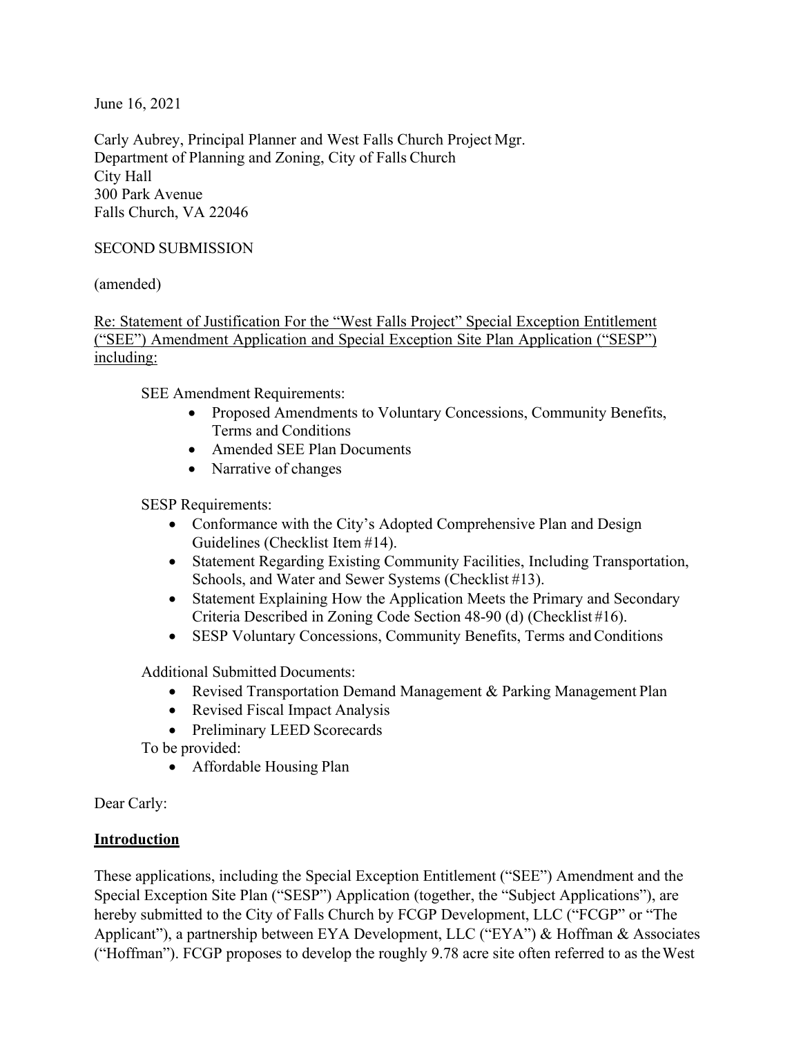June 16, 2021

Carly Aubrey, Principal Planner and West Falls Church Project Mgr.
Department of Planning and Zoning, City of Falls Church
City Hall
300 Park Avenue
Falls Church, VA 22046

SECOND SUBMISSION

(amended)

<u>Re: Statement of Justification For the "West Falls Project" Special Exception Entitlement ("SEE") Amendment Application and Special Exception Site Plan Application ("SESP") including:</u>

SEE Amendment Requirements:

- Proposed Amendments to Voluntary Concessions, Community Benefits, Terms and Conditions
- Amended SEE Plan Documents
- Narrative of changes

SESP Requirements:

- Conformance with the City's Adopted Comprehensive Plan and Design Guidelines (Checklist Item #14).
- Statement Regarding Existing Community Facilities, Including Transportation, Schools, and Water and Sewer Systems (Checklist #13).
- Statement Explaining How the Application Meets the Primary and Secondary Criteria Described in Zoning Code Section 48-90 (d) (Checklist #16).
- SESP Voluntary Concessions, Community Benefits, Terms and Conditions

Additional Submitted Documents:

- Revised Transportation Demand Management & Parking Management Plan
- Revised Fiscal Impact Analysis
- Preliminary LEED Scorecards

To be provided:

- Affordable Housing Plan

Dear Carly:

## Introduction

These applications, including the Special Exception Entitlement ("SEE") Amendment and the Special Exception Site Plan ("SESP") Application (together, the "Subject Applications"), are hereby submitted to the City of Falls Church by FCGP Development, LLC ("FCGP" or "The Applicant"), a partnership between EYA Development, LLC ("EYA") & Hoffman & Associates ("Hoffman"). FCGP proposes to develop the roughly 9.78 acre site often referred to as the West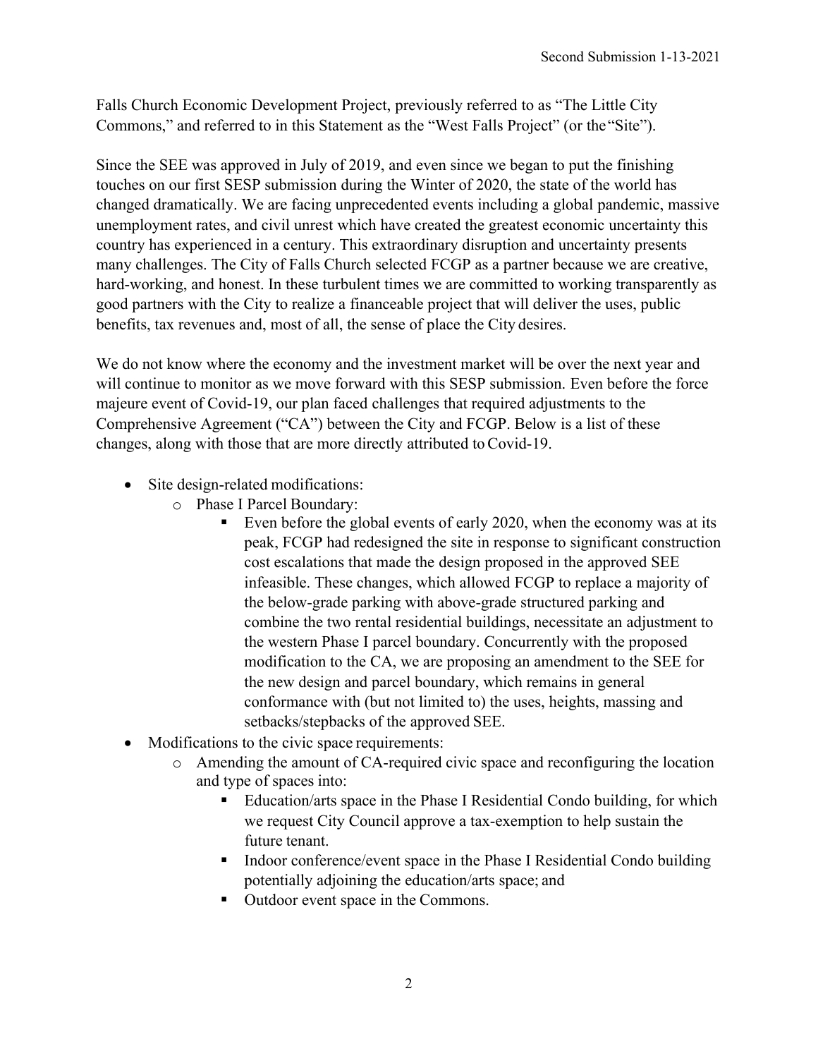Falls Church Economic Development Project, previously referred to as "The Little City Commons," and referred to in this Statement as the "West Falls Project" (or the "Site").

Since the SEE was approved in July of 2019, and even since we began to put the finishing touches on our first SESP submission during the Winter of 2020, the state of the world has changed dramatically. We are facing unprecedented events including a global pandemic, massive unemployment rates, and civil unrest which have created the greatest economic uncertainty this country has experienced in a century. This extraordinary disruption and uncertainty presents many challenges. The City of Falls Church selected FCGP as a partner because we are creative, hard-working, and honest. In these turbulent times we are committed to working transparently as good partners with the City to realize a financeable project that will deliver the uses, public benefits, tax revenues and, most of all, the sense of place the City desires.

We do not know where the economy and the investment market will be over the next year and will continue to monitor as we move forward with this SESP submission. Even before the force majeure event of Covid-19, our plan faced challenges that required adjustments to the Comprehensive Agreement ("CA") between the City and FCGP. Below is a list of these changes, along with those that are more directly attributed to Covid-19.

- Site design-related modifications:
  - Phase I Parcel Boundary:
    - Even before the global events of early 2020, when the economy was at its peak, FCGP had redesigned the site in response to significant construction cost escalations that made the design proposed in the approved SEE infeasible. These changes, which allowed FCGP to replace a majority of the below-grade parking with above-grade structured parking and combine the two rental residential buildings, necessitate an adjustment to the western Phase I parcel boundary. Concurrently with the proposed modification to the CA, we are proposing an amendment to the SEE for the new design and parcel boundary, which remains in general conformance with (but not limited to) the uses, heights, massing and setbacks/stepbacks of the approved SEE.
- Modifications to the civic space requirements:
  - Amending the amount of CA-required civic space and reconfiguring the location and type of spaces into:
    - Education/arts space in the Phase I Residential Condo building, for which we request City Council approve a tax-exemption to help sustain the future tenant.
    - Indoor conference/event space in the Phase I Residential Condo building potentially adjoining the education/arts space; and
    - Outdoor event space in the Commons.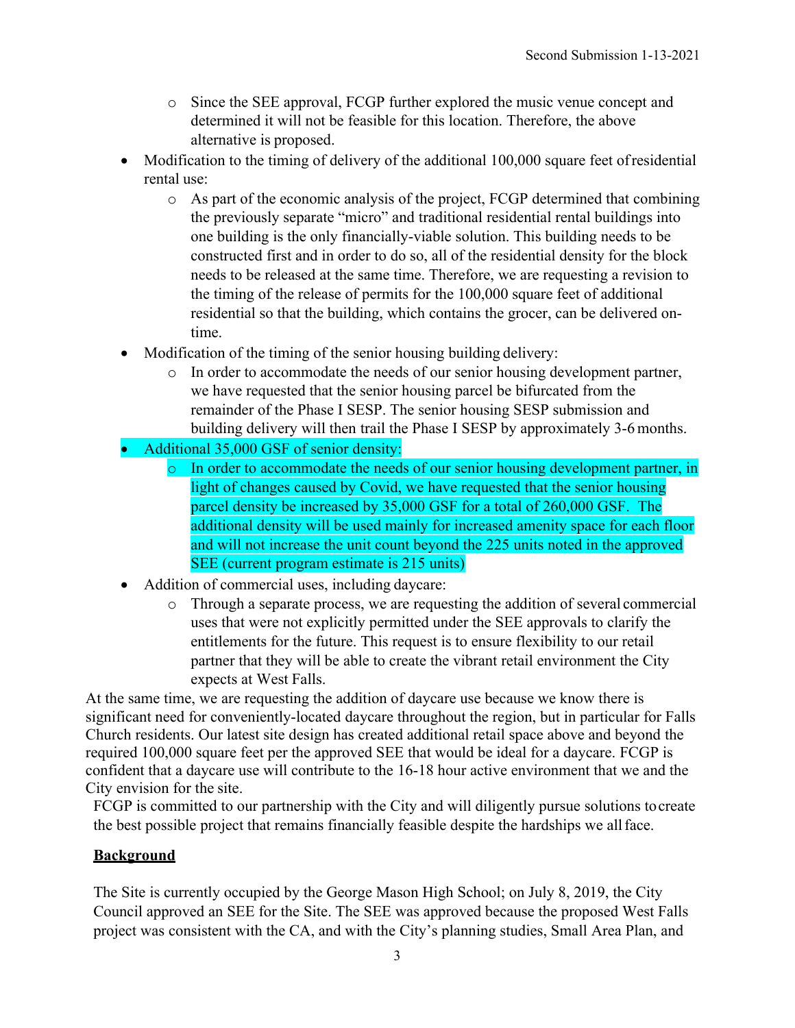- Since the SEE approval, FCGP further explored the music venue concept and determined it will not be feasible for this location. Therefore, the above alternative is proposed.
- Modification to the timing of delivery of the additional 100,000 square feet of residential rental use:
    - As part of the economic analysis of the project, FCGP determined that combining the previously separate "micro" and traditional residential rental buildings into one building is the only financially-viable solution. This building needs to be constructed first and in order to do so, all of the residential density for the block needs to be released at the same time. Therefore, we are requesting a revision to the timing of the release of permits for the 100,000 square feet of additional residential so that the building, which contains the grocer, can be delivered on-time.
- Modification of the timing of the senior housing building delivery:
    - In order to accommodate the needs of our senior housing development partner, we have requested that the senior housing parcel be bifurcated from the remainder of the Phase I SESP. The senior housing SESP submission and building delivery will then trail the Phase I SESP by approximately 3-6 months.
- Additional 35,000 GSF of senior density:
    - In order to accommodate the needs of our senior housing development partner, in light of changes caused by Covid, we have requested that the senior housing parcel density be increased by 35,000 GSF for a total of 260,000 GSF. The additional density will be used mainly for increased amenity space for each floor and will not increase the unit count beyond the 225 units noted in the approved SEE (current program estimate is 215 units)
- Addition of commercial uses, including daycare:
    - Through a separate process, we are requesting the addition of several commercial uses that were not explicitly permitted under the SEE approvals to clarify the entitlements for the future. This request is to ensure flexibility to our retail partner that they will be able to create the vibrant retail environment the City expects at West Falls.

At the same time, we are requesting the addition of daycare use because we know there is significant need for conveniently-located daycare throughout the region, but in particular for Falls Church residents. Our latest site design has created additional retail space above and beyond the required 100,000 square feet per the approved SEE that would be ideal for a daycare. FCGP is confident that a daycare use will contribute to the 16-18 hour active environment that we and the City envision for the site.

FCGP is committed to our partnership with the City and will diligently pursue solutions to create the best possible project that remains financially feasible despite the hardships we all face.

**Background**

The Site is currently occupied by the George Mason High School; on July 8, 2019, the City Council approved an SEE for the Site. The SEE was approved because the proposed West Falls project was consistent with the CA, and with the City's planning studies, Small Area Plan, and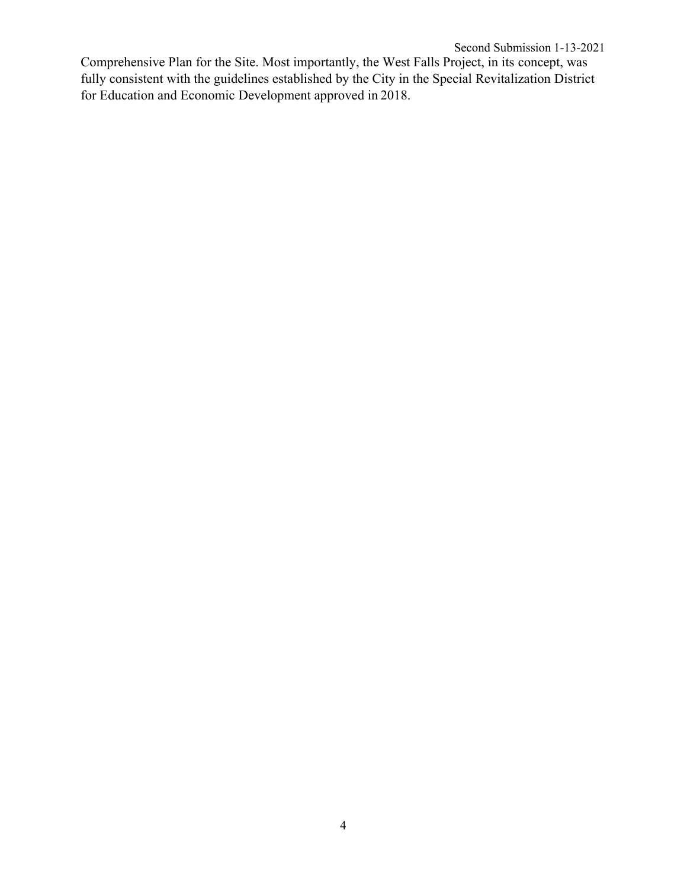Comprehensive Plan for the Site. Most importantly, the West Falls Project, in its concept, was fully consistent with the guidelines established by the City in the Special Revitalization District for Education and Economic Development approved in 2018.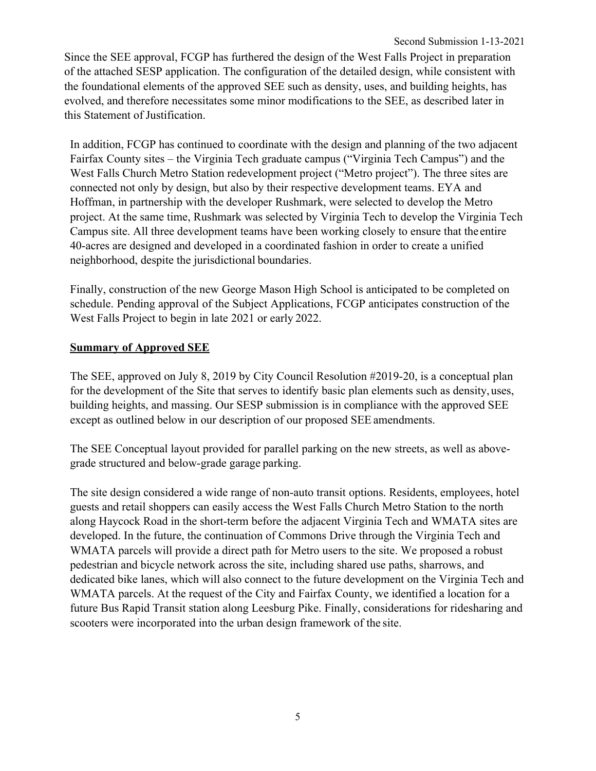Since the SEE approval, FCGP has furthered the design of the West Falls Project in preparation of the attached SESP application. The configuration of the detailed design, while consistent with the foundational elements of the approved SEE such as density, uses, and building heights, has evolved, and therefore necessitates some minor modifications to the SEE, as described later in this Statement of Justification.

In addition, FCGP has continued to coordinate with the design and planning of the two adjacent Fairfax County sites – the Virginia Tech graduate campus ("Virginia Tech Campus") and the West Falls Church Metro Station redevelopment project ("Metro project"). The three sites are connected not only by design, but also by their respective development teams. EYA and Hoffman, in partnership with the developer Rushmark, were selected to develop the Metro project. At the same time, Rushmark was selected by Virginia Tech to develop the Virginia Tech Campus site. All three development teams have been working closely to ensure that the entire 40-acres are designed and developed in a coordinated fashion in order to create a unified neighborhood, despite the jurisdictional boundaries.

Finally, construction of the new George Mason High School is anticipated to be completed on schedule. Pending approval of the Subject Applications, FCGP anticipates construction of the West Falls Project to begin in late 2021 or early 2022.

## Summary of Approved SEE

The SEE, approved on July 8, 2019 by City Council Resolution #2019-20, is a conceptual plan for the development of the Site that serves to identify basic plan elements such as density, uses, building heights, and massing. Our SESP submission is in compliance with the approved SEE except as outlined below in our description of our proposed SEE amendments.

The SEE Conceptual layout provided for parallel parking on the new streets, as well as above-grade structured and below-grade garage parking.

The site design considered a wide range of non-auto transit options. Residents, employees, hotel guests and retail shoppers can easily access the West Falls Church Metro Station to the north along Haycock Road in the short-term before the adjacent Virginia Tech and WMATA sites are developed. In the future, the continuation of Commons Drive through the Virginia Tech and WMATA parcels will provide a direct path for Metro users to the site. We proposed a robust pedestrian and bicycle network across the site, including shared use paths, sharrows, and dedicated bike lanes, which will also connect to the future development on the Virginia Tech and WMATA parcels. At the request of the City and Fairfax County, we identified a location for a future Bus Rapid Transit station along Leesburg Pike. Finally, considerations for ridesharing and scooters were incorporated into the urban design framework of the site.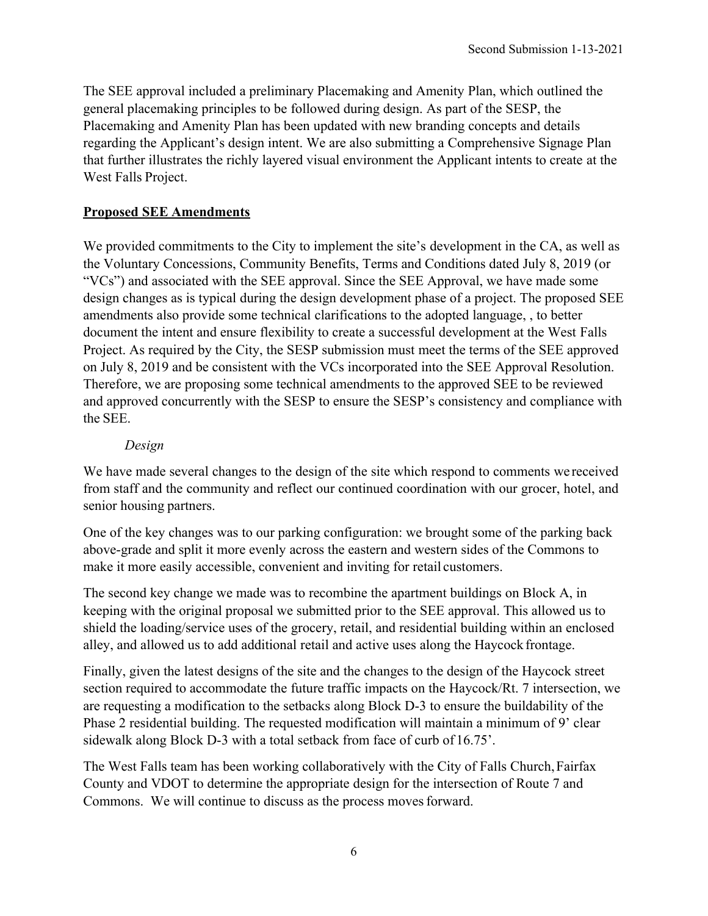The SEE approval included a preliminary Placemaking and Amenity Plan, which outlined the general placemaking principles to be followed during design. As part of the SESP, the Placemaking and Amenity Plan has been updated with new branding concepts and details regarding the Applicant's design intent. We are also submitting a Comprehensive Signage Plan that further illustrates the richly layered visual environment the Applicant intents to create at the West Falls Project.

**Proposed SEE Amendments**

We provided commitments to the City to implement the site's development in the CA, as well as the Voluntary Concessions, Community Benefits, Terms and Conditions dated July 8, 2019 (or "VCs") and associated with the SEE approval. Since the SEE Approval, we have made some design changes as is typical during the design development phase of a project. The proposed SEE amendments also provide some technical clarifications to the adopted language, , to better document the intent and ensure flexibility to create a successful development at the West Falls Project. As required by the City, the SESP submission must meet the terms of the SEE approved on July 8, 2019 and be consistent with the VCs incorporated into the SEE Approval Resolution. Therefore, we are proposing some technical amendments to the approved SEE to be reviewed and approved concurrently with the SESP to ensure the SESP's consistency and compliance with the SEE.

*Design*

We have made several changes to the design of the site which respond to comments we received from staff and the community and reflect our continued coordination with our grocer, hotel, and senior housing partners.

One of the key changes was to our parking configuration: we brought some of the parking back above-grade and split it more evenly across the eastern and western sides of the Commons to make it more easily accessible, convenient and inviting for retail customers.

The second key change we made was to recombine the apartment buildings on Block A, in keeping with the original proposal we submitted prior to the SEE approval. This allowed us to shield the loading/service uses of the grocery, retail, and residential building within an enclosed alley, and allowed us to add additional retail and active uses along the Haycock frontage.

Finally, given the latest designs of the site and the changes to the design of the Haycock street section required to accommodate the future traffic impacts on the Haycock/Rt. 7 intersection, we are requesting a modification to the setbacks along Block D-3 to ensure the buildability of the Phase 2 residential building. The requested modification will maintain a minimum of 9' clear sidewalk along Block D-3 with a total setback from face of curb of 16.75'.

The West Falls team has been working collaboratively with the City of Falls Church, Fairfax County and VDOT to determine the appropriate design for the intersection of Route 7 and Commons. We will continue to discuss as the process moves forward.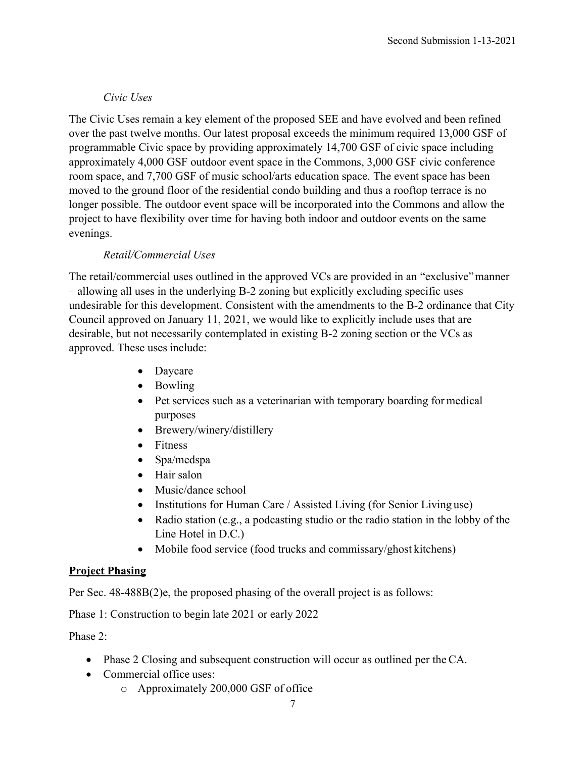*Civic Uses*

The Civic Uses remain a key element of the proposed SEE and have evolved and been refined over the past twelve months. Our latest proposal exceeds the minimum required 13,000 GSF of programmable Civic space by providing approximately 14,700 GSF of civic space including approximately 4,000 GSF outdoor event space in the Commons, 3,000 GSF civic conference room space, and 7,700 GSF of music school/arts education space. The event space has been moved to the ground floor of the residential condo building and thus a rooftop terrace is no longer possible. The outdoor event space will be incorporated into the Commons and allow the project to have flexibility over time for having both indoor and outdoor events on the same evenings.

*Retail/Commercial Uses*

The retail/commercial uses outlined in the approved VCs are provided in an "exclusive" manner – allowing all uses in the underlying B-2 zoning but explicitly excluding specific uses undesirable for this development. Consistent with the amendments to the B-2 ordinance that City Council approved on January 11, 2021, we would like to explicitly include uses that are desirable, but not necessarily contemplated in existing B-2 zoning section or the VCs as approved. These uses include:

- Daycare
- Bowling
- Pet services such as a veterinarian with temporary boarding for medical purposes
- Brewery/winery/distillery
- Fitness
- Spa/medspa
- Hair salon
- Music/dance school
- Institutions for Human Care / Assisted Living (for Senior Living use)
- Radio station (e.g., a podcasting studio or the radio station in the lobby of the Line Hotel in D.C.)
- Mobile food service (food trucks and commissary/ghost kitchens)

**Project Phasing**

Per Sec. 48-488B(2)e, the proposed phasing of the overall project is as follows:

Phase 1: Construction to begin late 2021 or early 2022

Phase 2:

- Phase 2 Closing and subsequent construction will occur as outlined per the CA.
- Commercial office uses:
  - Approximately 200,000 GSF of office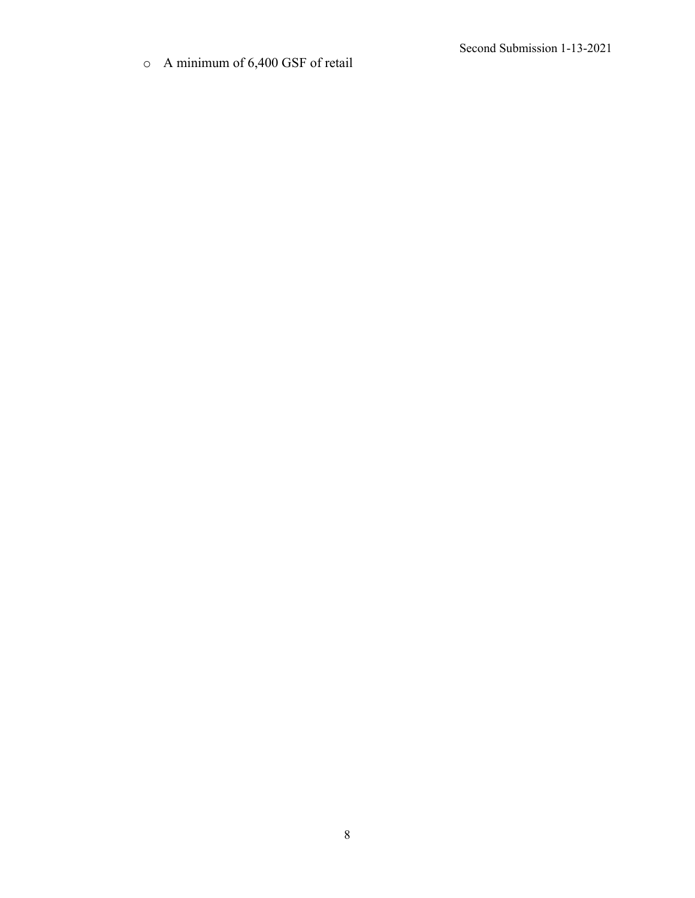- A minimum of 6,400 GSF of retail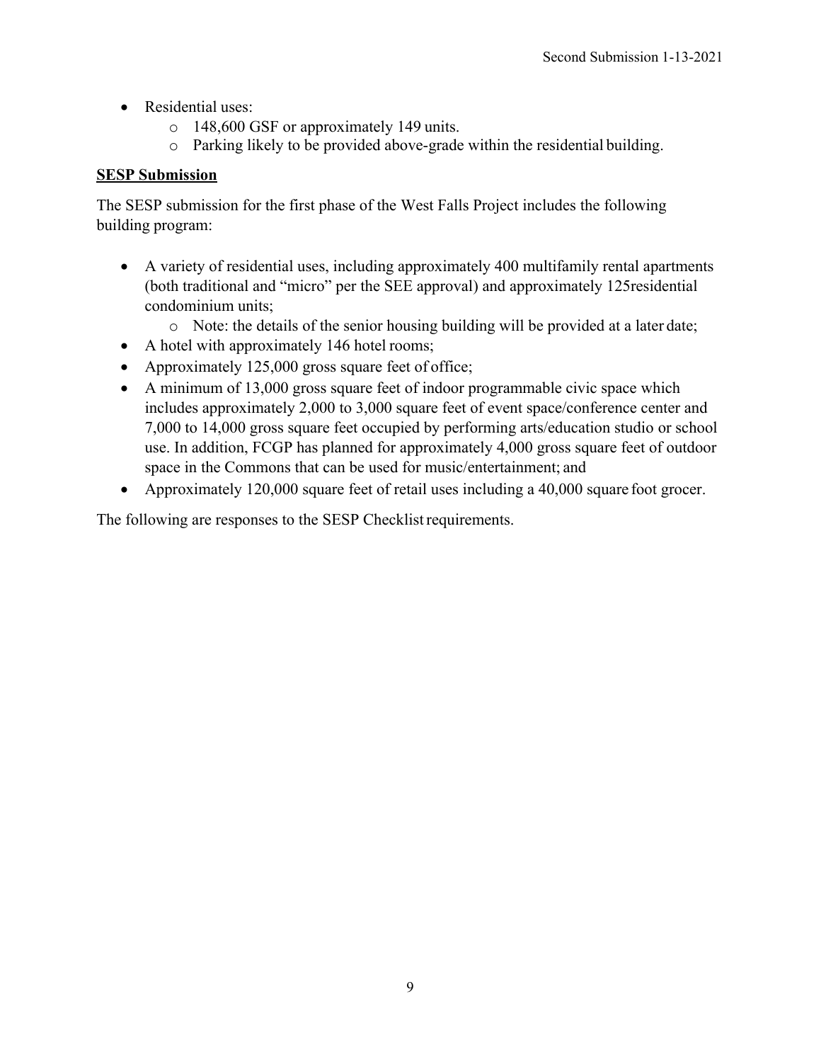- Residential uses:
  - 148,600 GSF or approximately 149 units.
  - Parking likely to be provided above-grade within the residential building.

**SESP Submission**

The SESP submission for the first phase of the West Falls Project includes the following building program:

- A variety of residential uses, including approximately 400 multifamily rental apartments (both traditional and "micro" per the SEE approval) and approximately 125residential condominium units;
  - Note: the details of the senior housing building will be provided at a later date;
- A hotel with approximately 146 hotel rooms;
- Approximately 125,000 gross square feet of office;
- A minimum of 13,000 gross square feet of indoor programmable civic space which includes approximately 2,000 to 3,000 square feet of event space/conference center and 7,000 to 14,000 gross square feet occupied by performing arts/education studio or school use. In addition, FCGP has planned for approximately 4,000 gross square feet of outdoor space in the Commons that can be used for music/entertainment; and
- Approximately 120,000 square feet of retail uses including a 40,000 square foot grocer.

The following are responses to the SESP Checklist requirements.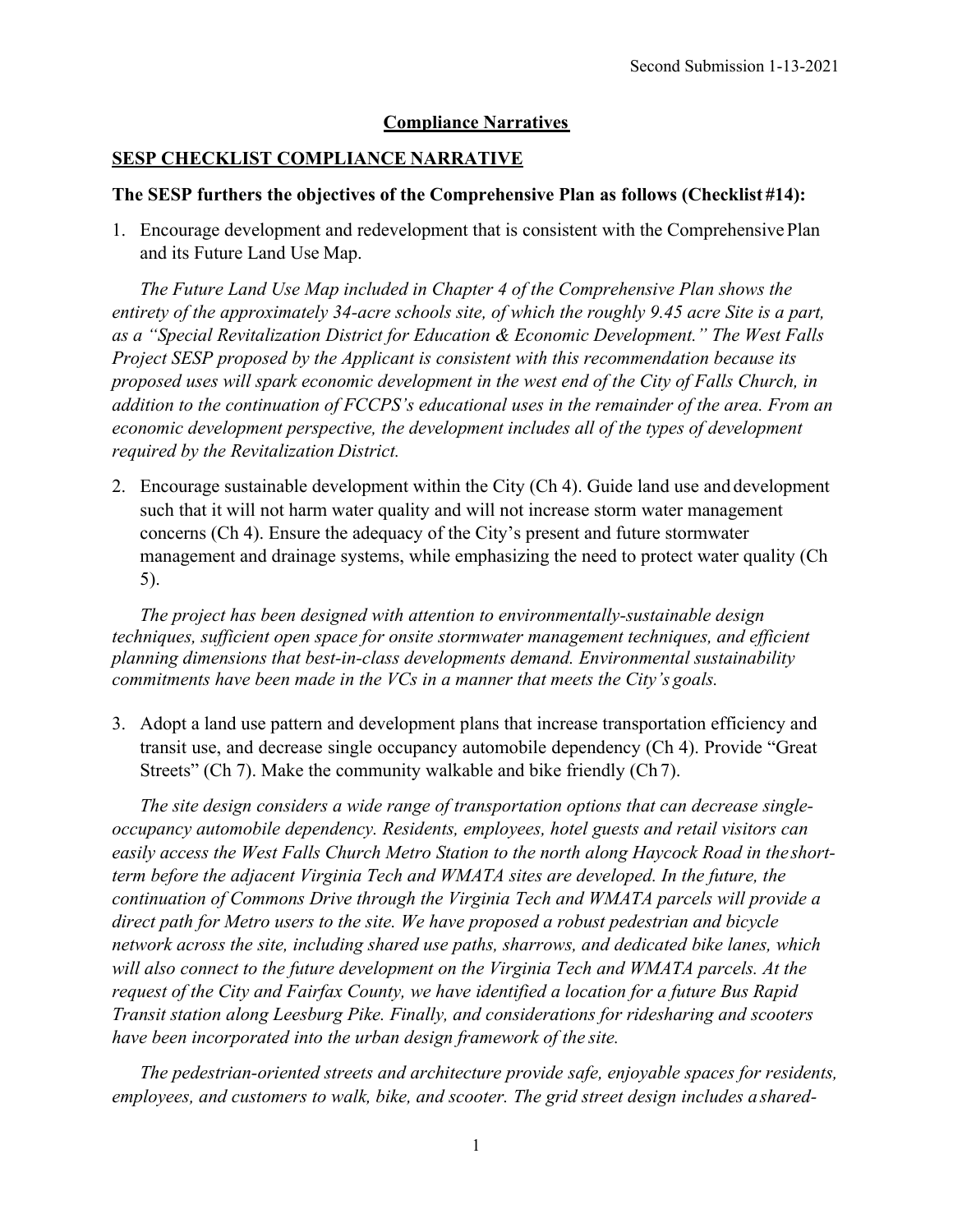## Compliance Narratives

### SESP CHECKLIST COMPLIANCE NARRATIVE

**The SESP furthers the objectives of the Comprehensive Plan as follows (Checklist #14):**

1. Encourage development and redevelopment that is consistent with the Comprehensive Plan and its Future Land Use Map.

   *The Future Land Use Map included in Chapter 4 of the Comprehensive Plan shows the entirety of the approximately 34-acre schools site, of which the roughly 9.45 acre Site is a part, as a "Special Revitalization District for Education & Economic Development." The West Falls Project SESP proposed by the Applicant is consistent with this recommendation because its proposed uses will spark economic development in the west end of the City of Falls Church, in addition to the continuation of FCCPS's educational uses in the remainder of the area. From an economic development perspective, the development includes all of the types of development required by the Revitalization District.*

2. Encourage sustainable development within the City (Ch 4). Guide land use and development such that it will not harm water quality and will not increase storm water management concerns (Ch 4). Ensure the adequacy of the City's present and future stormwater management and drainage systems, while emphasizing the need to protect water quality (Ch 5).

   *The project has been designed with attention to environmentally-sustainable design techniques, sufficient open space for onsite stormwater management techniques, and efficient planning dimensions that best-in-class developments demand. Environmental sustainability commitments have been made in the VCs in a manner that meets the City's goals.*

3. Adopt a land use pattern and development plans that increase transportation efficiency and transit use, and decrease single occupancy automobile dependency (Ch 4). Provide "Great Streets" (Ch 7). Make the community walkable and bike friendly (Ch 7).

   *The site design considers a wide range of transportation options that can decrease single-occupancy automobile dependency. Residents, employees, hotel guests and retail visitors can easily access the West Falls Church Metro Station to the north along Haycock Road in the short-term before the adjacent Virginia Tech and WMATA sites are developed. In the future, the continuation of Commons Drive through the Virginia Tech and WMATA parcels will provide a direct path for Metro users to the site. We have proposed a robust pedestrian and bicycle network across the site, including shared use paths, sharrows, and dedicated bike lanes, which will also connect to the future development on the Virginia Tech and WMATA parcels. At the request of the City and Fairfax County, we have identified a location for a future Bus Rapid Transit station along Leesburg Pike. Finally, and considerations for ridesharing and scooters have been incorporated into the urban design framework of the site.*

   *The pedestrian-oriented streets and architecture provide safe, enjoyable spaces for residents, employees, and customers to walk, bike, and scooter. The grid street design includes a shared-*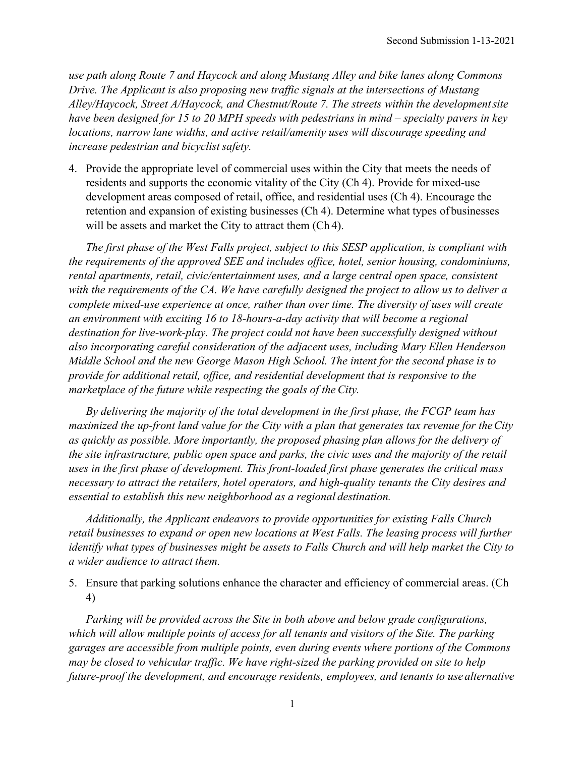*use path along Route 7 and Haycock and along Mustang Alley and bike lanes along Commons Drive. The Applicant is also proposing new traffic signals at the intersections of Mustang Alley/Haycock, Street A/Haycock, and Chestnut/Route 7. The streets within the development site have been designed for 15 to 20 MPH speeds with pedestrians in mind – specialty pavers in key locations, narrow lane widths, and active retail/amenity uses will discourage speeding and increase pedestrian and bicyclist safety.*

4. Provide the appropriate level of commercial uses within the City that meets the needs of residents and supports the economic vitality of the City (Ch 4). Provide for mixed-use development areas composed of retail, office, and residential uses (Ch 4). Encourage the retention and expansion of existing businesses (Ch 4). Determine what types of businesses will be assets and market the City to attract them (Ch 4).

*The first phase of the West Falls project, subject to this SESP application, is compliant with the requirements of the approved SEE and includes office, hotel, senior housing, condominiums, rental apartments, retail, civic/entertainment uses, and a large central open space, consistent with the requirements of the CA. We have carefully designed the project to allow us to deliver a complete mixed-use experience at once, rather than over time. The diversity of uses will create an environment with exciting 16 to 18-hours-a-day activity that will become a regional destination for live-work-play. The project could not have been successfully designed without also incorporating careful consideration of the adjacent uses, including Mary Ellen Henderson Middle School and the new George Mason High School. The intent for the second phase is to provide for additional retail, office, and residential development that is responsive to the marketplace of the future while respecting the goals of the City.*

*By delivering the majority of the total development in the first phase, the FCGP team has maximized the up-front land value for the City with a plan that generates tax revenue for the City as quickly as possible. More importantly, the proposed phasing plan allows for the delivery of the site infrastructure, public open space and parks, the civic uses and the majority of the retail uses in the first phase of development. This front-loaded first phase generates the critical mass necessary to attract the retailers, hotel operators, and high-quality tenants the City desires and essential to establish this new neighborhood as a regional destination.*

*Additionally, the Applicant endeavors to provide opportunities for existing Falls Church retail businesses to expand or open new locations at West Falls. The leasing process will further identify what types of businesses might be assets to Falls Church and will help market the City to a wider audience to attract them.*

5. Ensure that parking solutions enhance the character and efficiency of commercial areas. (Ch 4)

*Parking will be provided across the Site in both above and below grade configurations, which will allow multiple points of access for all tenants and visitors of the Site. The parking garages are accessible from multiple points, even during events where portions of the Commons may be closed to vehicular traffic. We have right-sized the parking provided on site to help future-proof the development, and encourage residents, employees, and tenants to use alternative*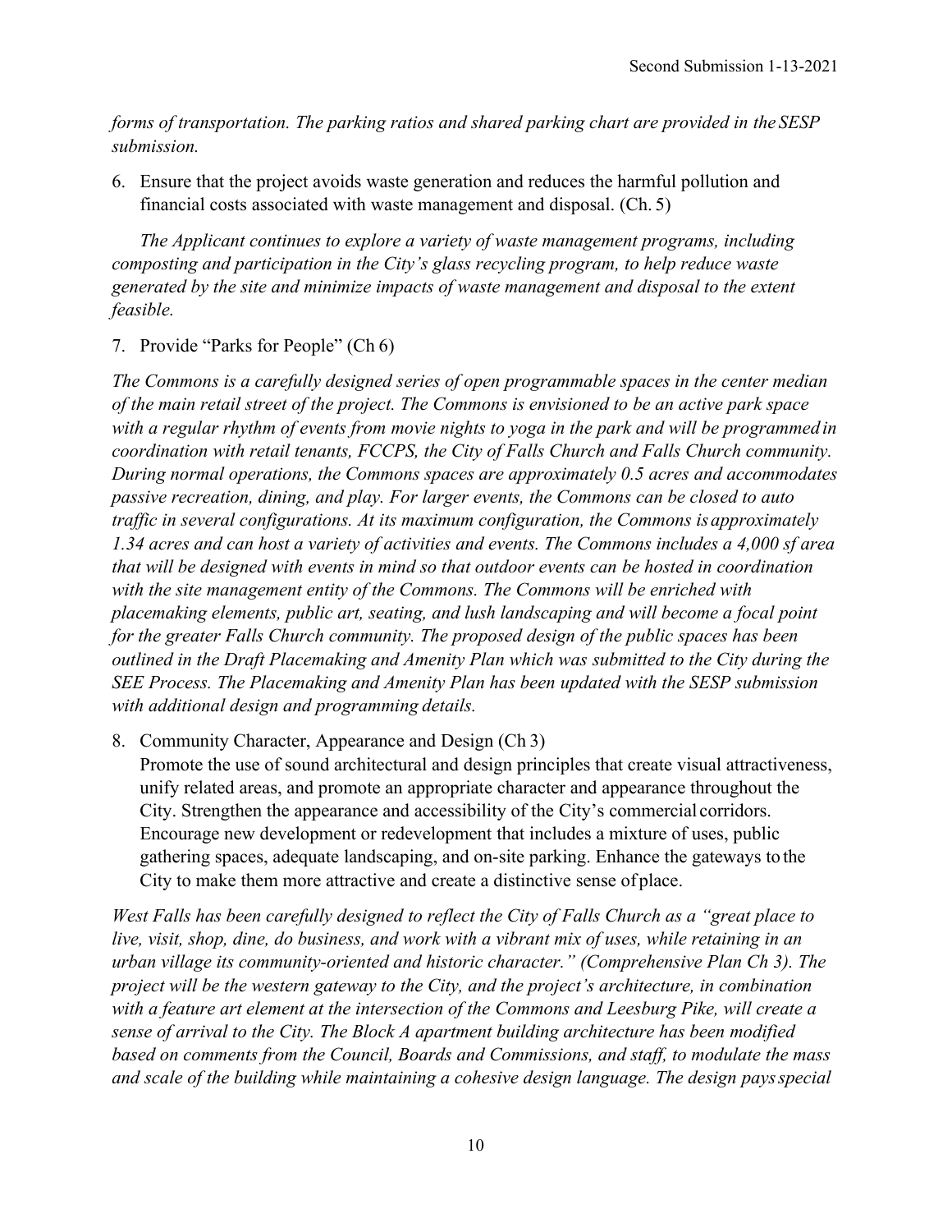*forms of transportation. The parking ratios and shared parking chart are provided in the SESP submission.*

6. Ensure that the project avoids waste generation and reduces the harmful pollution and financial costs associated with waste management and disposal. (Ch. 5)

   *The Applicant continues to explore a variety of waste management programs, including composting and participation in the City's glass recycling program, to help reduce waste generated by the site and minimize impacts of waste management and disposal to the extent feasible.*

7. Provide "Parks for People" (Ch 6)

*The Commons is a carefully designed series of open programmable spaces in the center median of the main retail street of the project. The Commons is envisioned to be an active park space with a regular rhythm of events from movie nights to yoga in the park and will be programmed in coordination with retail tenants, FCCPS, the City of Falls Church and Falls Church community. During normal operations, the Commons spaces are approximately 0.5 acres and accommodates passive recreation, dining, and play. For larger events, the Commons can be closed to auto traffic in several configurations. At its maximum configuration, the Commons is approximately 1.34 acres and can host a variety of activities and events. The Commons includes a 4,000 sf area that will be designed with events in mind so that outdoor events can be hosted in coordination with the site management entity of the Commons. The Commons will be enriched with placemaking elements, public art, seating, and lush landscaping and will become a focal point for the greater Falls Church community. The proposed design of the public spaces has been outlined in the Draft Placemaking and Amenity Plan which was submitted to the City during the SEE Process. The Placemaking and Amenity Plan has been updated with the SESP submission with additional design and programming details.*

8. Community Character, Appearance and Design (Ch 3)
   Promote the use of sound architectural and design principles that create visual attractiveness, unify related areas, and promote an appropriate character and appearance throughout the City. Strengthen the appearance and accessibility of the City's commercial corridors. Encourage new development or redevelopment that includes a mixture of uses, public gathering spaces, adequate landscaping, and on-site parking. Enhance the gateways to the City to make them more attractive and create a distinctive sense of place.

*West Falls has been carefully designed to reflect the City of Falls Church as a "great place to live, visit, shop, dine, do business, and work with a vibrant mix of uses, while retaining in an urban village its community-oriented and historic character." (Comprehensive Plan Ch 3). The project will be the western gateway to the City, and the project's architecture, in combination with a feature art element at the intersection of the Commons and Leesburg Pike, will create a sense of arrival to the City. The Block A apartment building architecture has been modified based on comments from the Council, Boards and Commissions, and staff, to modulate the mass and scale of the building while maintaining a cohesive design language. The design pays special*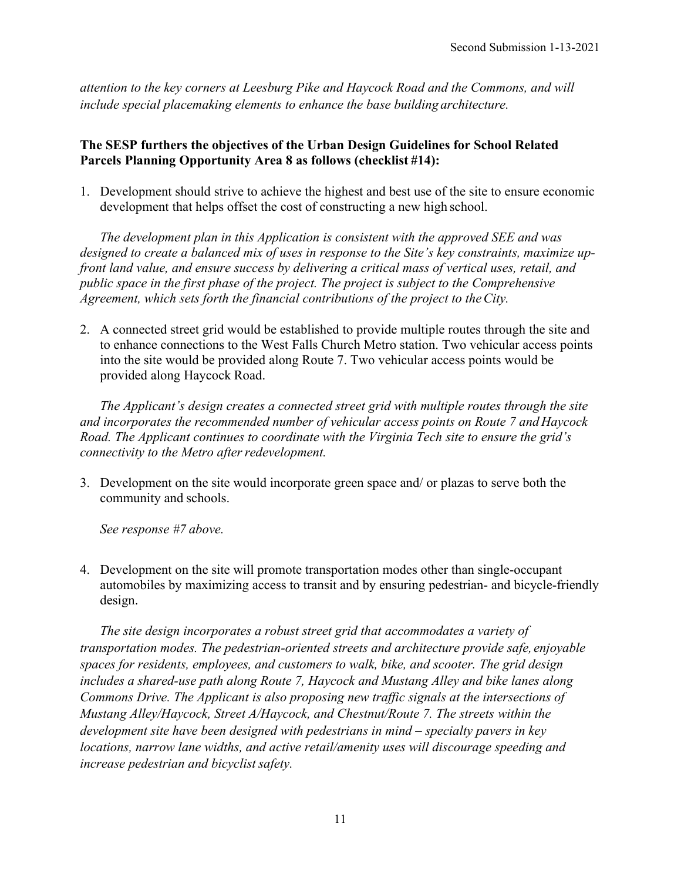*attention to the key corners at Leesburg Pike and Haycock Road and the Commons, and will include special placemaking elements to enhance the base building architecture.*

**The SESP furthers the objectives of the Urban Design Guidelines for School Related Parcels Planning Opportunity Area 8 as follows (checklist #14):**

1. Development should strive to achieve the highest and best use of the site to ensure economic development that helps offset the cost of constructing a new high school.

   *The development plan in this Application is consistent with the approved SEE and was designed to create a balanced mix of uses in response to the Site's key constraints, maximize up-front land value, and ensure success by delivering a critical mass of vertical uses, retail, and public space in the first phase of the project. The project is subject to the Comprehensive Agreement, which sets forth the financial contributions of the project to the City.*

2. A connected street grid would be established to provide multiple routes through the site and to enhance connections to the West Falls Church Metro station. Two vehicular access points into the site would be provided along Route 7. Two vehicular access points would be provided along Haycock Road.

   *The Applicant's design creates a connected street grid with multiple routes through the site and incorporates the recommended number of vehicular access points on Route 7 and Haycock Road. The Applicant continues to coordinate with the Virginia Tech site to ensure the grid's connectivity to the Metro after redevelopment.*

3. Development on the site would incorporate green space and/ or plazas to serve both the community and schools.

   *See response #7 above.*

4. Development on the site will promote transportation modes other than single-occupant automobiles by maximizing access to transit and by ensuring pedestrian- and bicycle-friendly design.

   *The site design incorporates a robust street grid that accommodates a variety of transportation modes. The pedestrian-oriented streets and architecture provide safe, enjoyable spaces for residents, employees, and customers to walk, bike, and scooter. The grid design includes a shared-use path along Route 7, Haycock and Mustang Alley and bike lanes along Commons Drive. The Applicant is also proposing new traffic signals at the intersections of Mustang Alley/Haycock, Street A/Haycock, and Chestnut/Route 7. The streets within the development site have been designed with pedestrians in mind – specialty pavers in key locations, narrow lane widths, and active retail/amenity uses will discourage speeding and increase pedestrian and bicyclist safety.*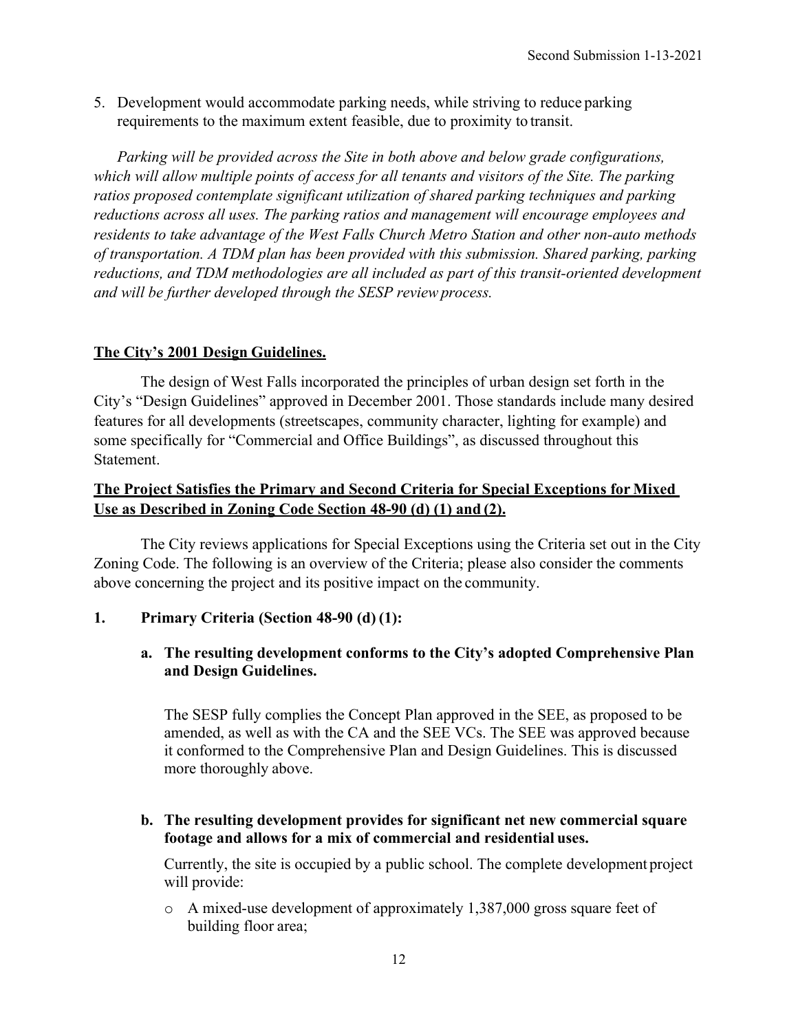5. Development would accommodate parking needs, while striving to reduce parking requirements to the maximum extent feasible, due to proximity to transit.

*Parking will be provided across the Site in both above and below grade configurations, which will allow multiple points of access for all tenants and visitors of the Site. The parking ratios proposed contemplate significant utilization of shared parking techniques and parking reductions across all uses. The parking ratios and management will encourage employees and residents to take advantage of the West Falls Church Metro Station and other non-auto methods of transportation. A TDM plan has been provided with this submission. Shared parking, parking reductions, and TDM methodologies are all included as part of this transit-oriented development and will be further developed through the SESP review process.*

**<u>The City's 2001 Design Guidelines.</u>**

The design of West Falls incorporated the principles of urban design set forth in the City's "Design Guidelines" approved in December 2001. Those standards include many desired features for all developments (streetscapes, community character, lighting for example) and some specifically for "Commercial and Office Buildings", as discussed throughout this Statement.

**<u>The Project Satisfies the Primary and Second Criteria for Special Exceptions for Mixed Use as Described in Zoning Code Section 48-90 (d) (1) and (2).</u>**

The City reviews applications for Special Exceptions using the Criteria set out in the City Zoning Code. The following is an overview of the Criteria; please also consider the comments above concerning the project and its positive impact on the community.

**1. Primary Criteria (Section 48-90 (d) (1):**

**a. The resulting development conforms to the City's adopted Comprehensive Plan and Design Guidelines.**

The SESP fully complies the Concept Plan approved in the SEE, as proposed to be amended, as well as with the CA and the SEE VCs. The SEE was approved because it conformed to the Comprehensive Plan and Design Guidelines. This is discussed more thoroughly above.

**b. The resulting development provides for significant net new commercial square footage and allows for a mix of commercial and residential uses.**

Currently, the site is occupied by a public school. The complete development project will provide:

- A mixed-use development of approximately 1,387,000 gross square feet of building floor area;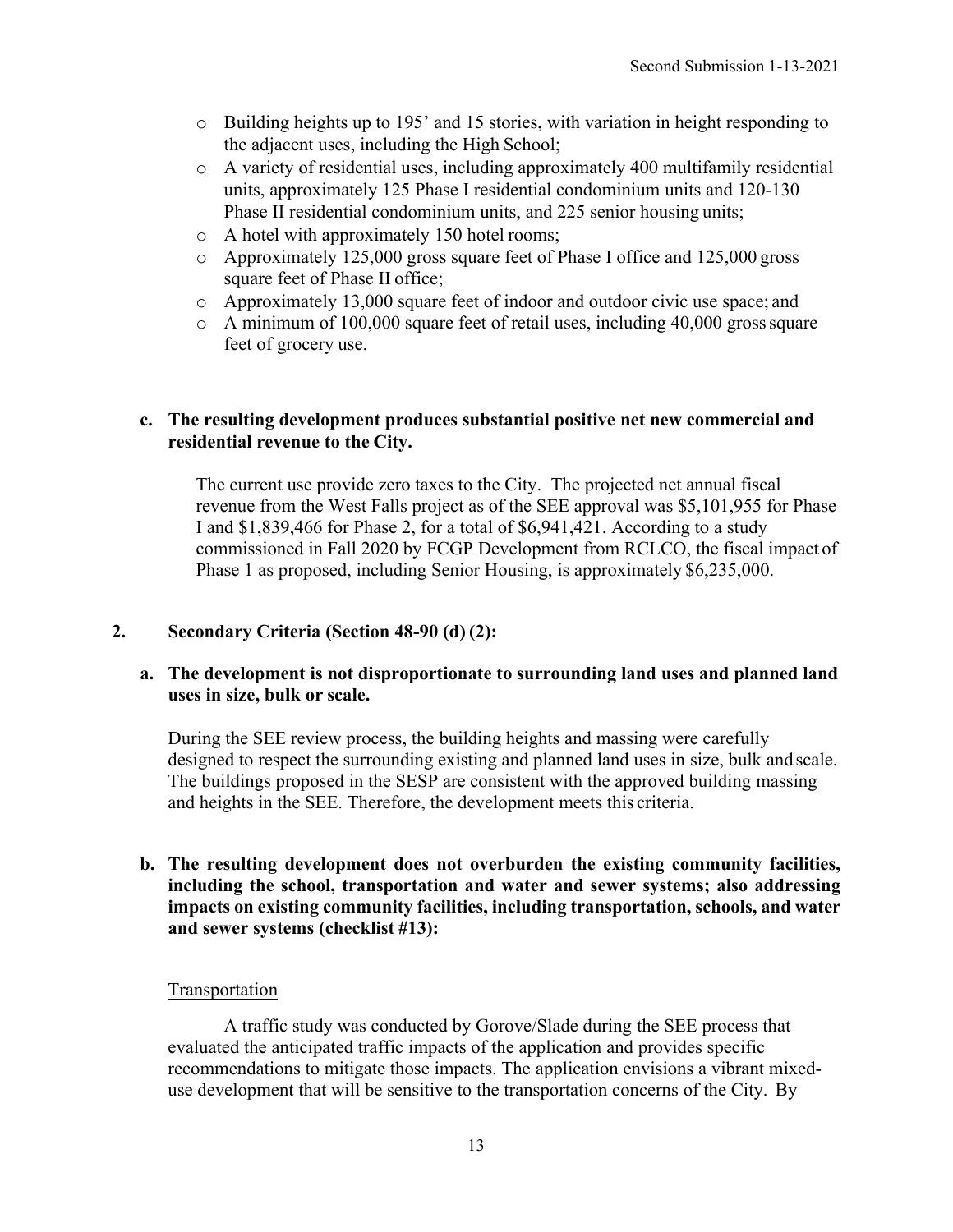- Building heights up to 195' and 15 stories, with variation in height responding to the adjacent uses, including the High School;
- A variety of residential uses, including approximately 400 multifamily residential units, approximately 125 Phase I residential condominium units and 120-130 Phase II residential condominium units, and 225 senior housing units;
- A hotel with approximately 150 hotel rooms;
- Approximately 125,000 gross square feet of Phase I office and 125,000 gross square feet of Phase II office;
- Approximately 13,000 square feet of indoor and outdoor civic use space; and
- A minimum of 100,000 square feet of retail uses, including 40,000 gross square feet of grocery use.

**c. The resulting development produces substantial positive net new commercial and residential revenue to the City.**

The current use provide zero taxes to the City. The projected net annual fiscal revenue from the West Falls project as of the SEE approval was $5,101,955 for Phase I and $1,839,466 for Phase 2, for a total of $6,941,421. According to a study commissioned in Fall 2020 by FCGP Development from RCLCO, the fiscal impact of Phase 1 as proposed, including Senior Housing, is approximately $6,235,000.

## 2. Secondary Criteria (Section 48-90 (d) (2):

**a. The development is not disproportionate to surrounding land uses and planned land uses in size, bulk or scale.**

During the SEE review process, the building heights and massing were carefully designed to respect the surrounding existing and planned land uses in size, bulk and scale. The buildings proposed in the SESP are consistent with the approved building massing and heights in the SEE. Therefore, the development meets this criteria.

**b. The resulting development does not overburden the existing community facilities, including the school, transportation and water and sewer systems; also addressing impacts on existing community facilities, including transportation, schools, and water and sewer systems (checklist #13):**

Transportation

A traffic study was conducted by Gorove/Slade during the SEE process that evaluated the anticipated traffic impacts of the application and provides specific recommendations to mitigate those impacts. The application envisions a vibrant mixed-use development that will be sensitive to the transportation concerns of the City. By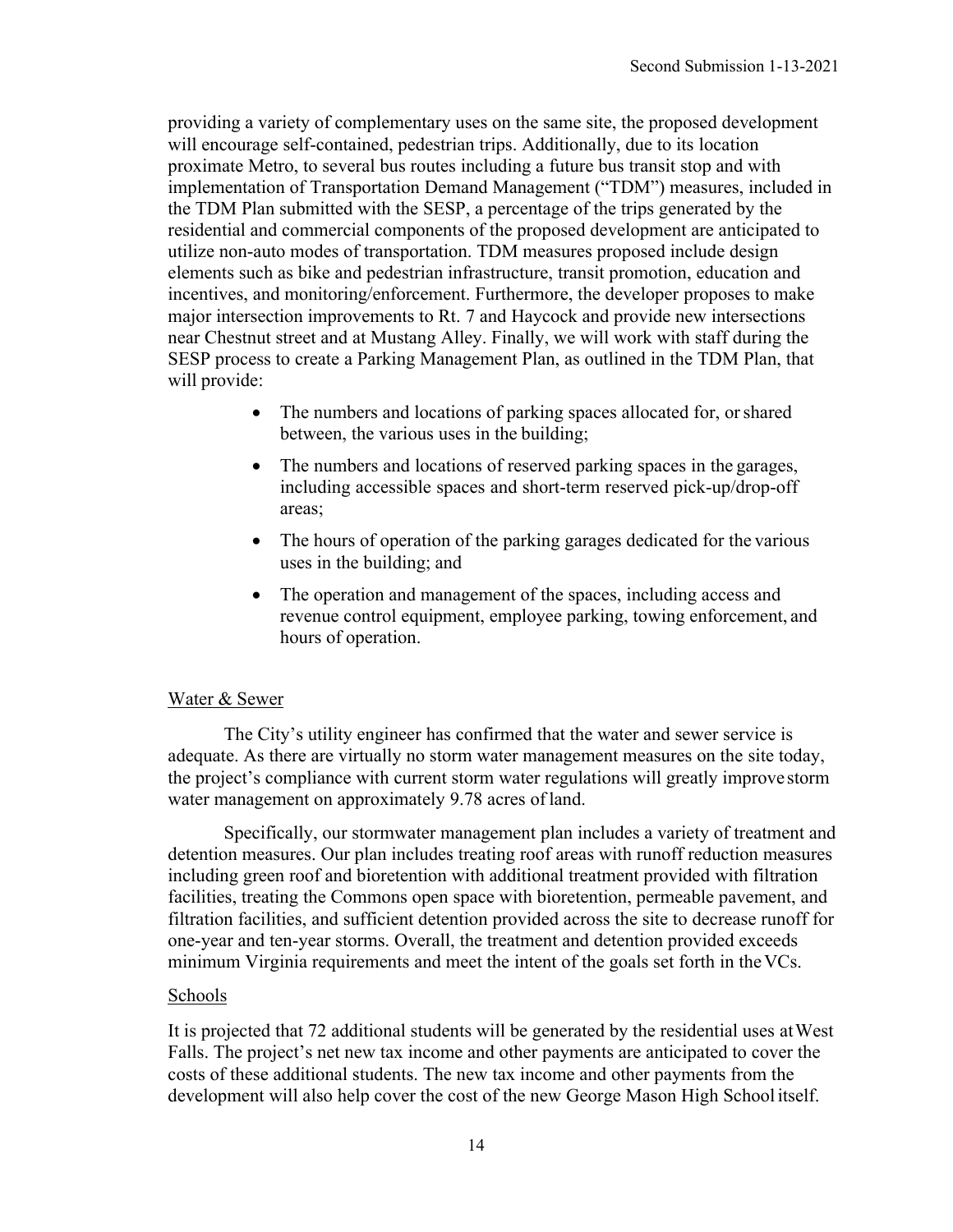providing a variety of complementary uses on the same site, the proposed development will encourage self-contained, pedestrian trips. Additionally, due to its location proximate Metro, to several bus routes including a future bus transit stop and with implementation of Transportation Demand Management ("TDM") measures, included in the TDM Plan submitted with the SESP, a percentage of the trips generated by the residential and commercial components of the proposed development are anticipated to utilize non-auto modes of transportation. TDM measures proposed include design elements such as bike and pedestrian infrastructure, transit promotion, education and incentives, and monitoring/enforcement. Furthermore, the developer proposes to make major intersection improvements to Rt. 7 and Haycock and provide new intersections near Chestnut street and at Mustang Alley. Finally, we will work with staff during the SESP process to create a Parking Management Plan, as outlined in the TDM Plan, that will provide:

- The numbers and locations of parking spaces allocated for, or shared between, the various uses in the building;
- The numbers and locations of reserved parking spaces in the garages, including accessible spaces and short-term reserved pick-up/drop-off areas;
- The hours of operation of the parking garages dedicated for the various uses in the building; and
- The operation and management of the spaces, including access and revenue control equipment, employee parking, towing enforcement, and hours of operation.

Water & Sewer

The City's utility engineer has confirmed that the water and sewer service is adequate. As there are virtually no storm water management measures on the site today, the project's compliance with current storm water regulations will greatly improve storm water management on approximately 9.78 acres of land.

Specifically, our stormwater management plan includes a variety of treatment and detention measures. Our plan includes treating roof areas with runoff reduction measures including green roof and bioretention with additional treatment provided with filtration facilities, treating the Commons open space with bioretention, permeable pavement, and filtration facilities, and sufficient detention provided across the site to decrease runoff for one-year and ten-year storms. Overall, the treatment and detention provided exceeds minimum Virginia requirements and meet the intent of the goals set forth in the VCs.

Schools

It is projected that 72 additional students will be generated by the residential uses at West Falls. The project's net new tax income and other payments are anticipated to cover the costs of these additional students. The new tax income and other payments from the development will also help cover the cost of the new George Mason High School itself.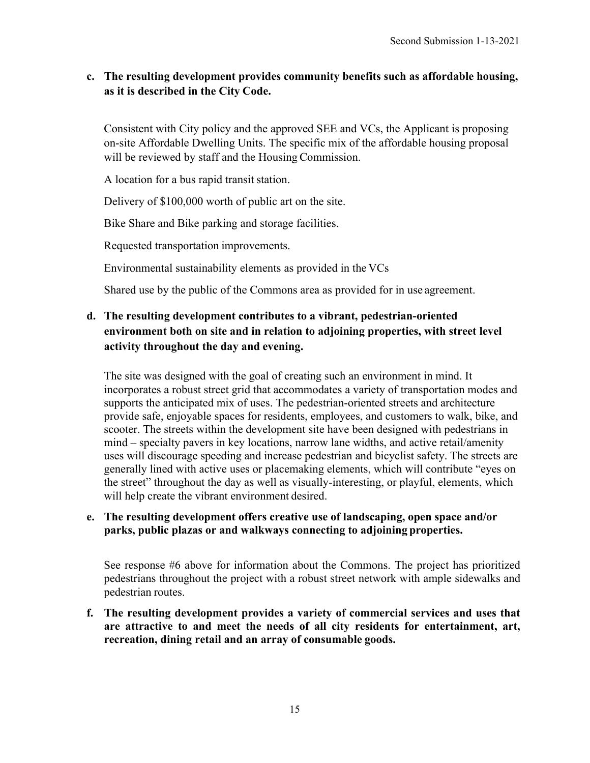**c. The resulting development provides community benefits such as affordable housing, as it is described in the City Code.**

Consistent with City policy and the approved SEE and VCs, the Applicant is proposing on-site Affordable Dwelling Units. The specific mix of the affordable housing proposal will be reviewed by staff and the Housing Commission.

A location for a bus rapid transit station.

Delivery of $100,000 worth of public art on the site.

Bike Share and Bike parking and storage facilities.

Requested transportation improvements.

Environmental sustainability elements as provided in the VCs

Shared use by the public of the Commons area as provided for in use agreement.

**d. The resulting development contributes to a vibrant, pedestrian-oriented environment both on site and in relation to adjoining properties, with street level activity throughout the day and evening.**

The site was designed with the goal of creating such an environment in mind. It incorporates a robust street grid that accommodates a variety of transportation modes and supports the anticipated mix of uses. The pedestrian-oriented streets and architecture provide safe, enjoyable spaces for residents, employees, and customers to walk, bike, and scooter. The streets within the development site have been designed with pedestrians in mind – specialty pavers in key locations, narrow lane widths, and active retail/amenity uses will discourage speeding and increase pedestrian and bicyclist safety. The streets are generally lined with active uses or placemaking elements, which will contribute "eyes on the street" throughout the day as well as visually-interesting, or playful, elements, which will help create the vibrant environment desired.

**e. The resulting development offers creative use of landscaping, open space and/or parks, public plazas or and walkways connecting to adjoining properties.**

See response #6 above for information about the Commons. The project has prioritized pedestrians throughout the project with a robust street network with ample sidewalks and pedestrian routes.

**f. The resulting development provides a variety of commercial services and uses that are attractive to and meet the needs of all city residents for entertainment, art, recreation, dining retail and an array of consumable goods.**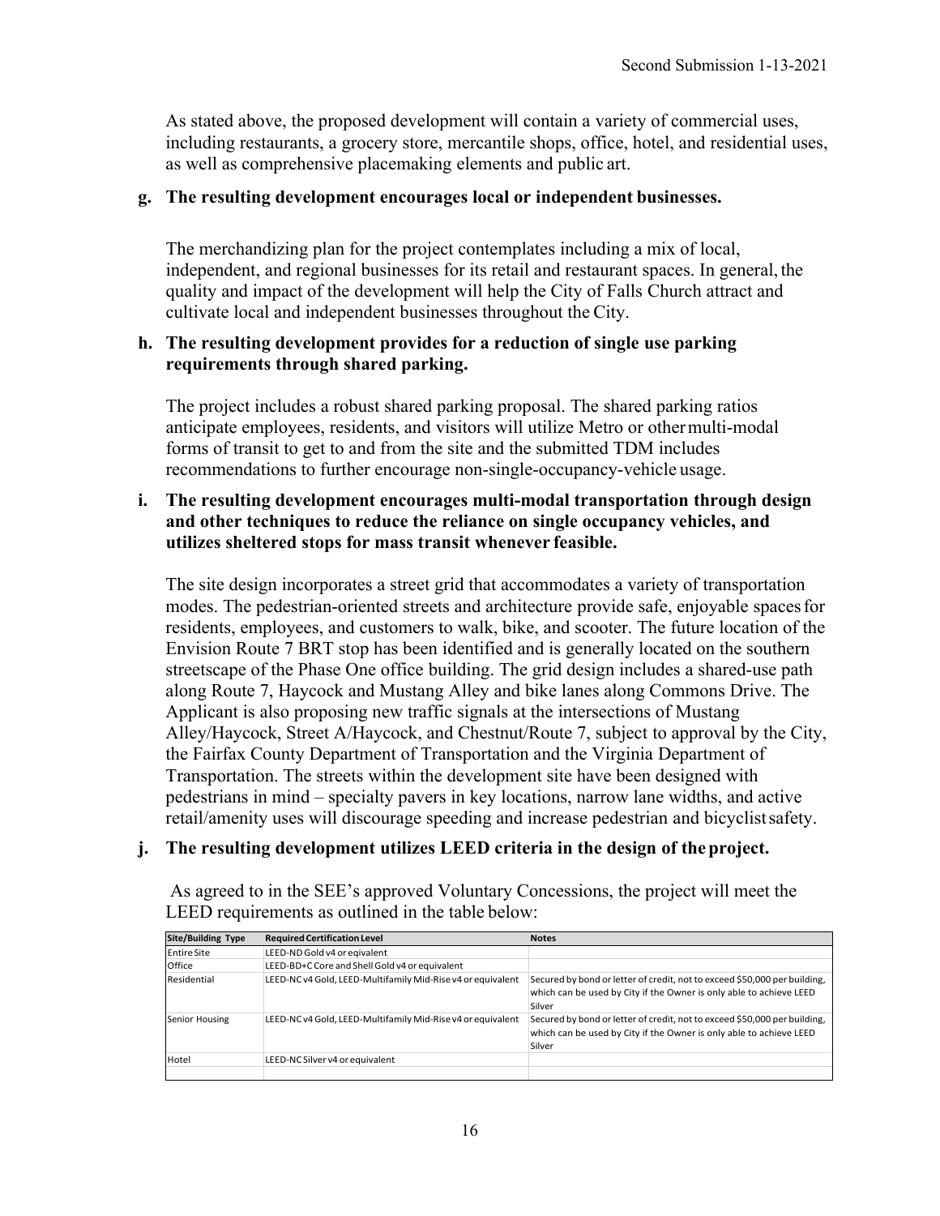As stated above, the proposed development will contain a variety of commercial uses, including restaurants, a grocery store, mercantile shops, office, hotel, and residential uses, as well as comprehensive placemaking elements and public art.

**g. The resulting development encourages local or independent businesses.**

The merchandizing plan for the project contemplates including a mix of local, independent, and regional businesses for its retail and restaurant spaces. In general, the quality and impact of the development will help the City of Falls Church attract and cultivate local and independent businesses throughout the City.

**h. The resulting development provides for a reduction of single use parking requirements through shared parking.**

The project includes a robust shared parking proposal. The shared parking ratios anticipate employees, residents, and visitors will utilize Metro or other multi-modal forms of transit to get to and from the site and the submitted TDM includes recommendations to further encourage non-single-occupancy-vehicle usage.

**i. The resulting development encourages multi-modal transportation through design and other techniques to reduce the reliance on single occupancy vehicles, and utilizes sheltered stops for mass transit whenever feasible.**

The site design incorporates a street grid that accommodates a variety of transportation modes. The pedestrian-oriented streets and architecture provide safe, enjoyable spaces for residents, employees, and customers to walk, bike, and scooter. The future location of the Envision Route 7 BRT stop has been identified and is generally located on the southern streetscape of the Phase One office building. The grid design includes a shared-use path along Route 7, Haycock and Mustang Alley and bike lanes along Commons Drive. The Applicant is also proposing new traffic signals at the intersections of Mustang Alley/Haycock, Street A/Haycock, and Chestnut/Route 7, subject to approval by the City, the Fairfax County Department of Transportation and the Virginia Department of Transportation. The streets within the development site have been designed with pedestrians in mind – specialty pavers in key locations, narrow lane widths, and active retail/amenity uses will discourage speeding and increase pedestrian and bicyclist safety.

**j. The resulting development utilizes LEED criteria in the design of the project.**

As agreed to in the SEE's approved Voluntary Concessions, the project will meet the LEED requirements as outlined in the table below:

| Site/Building Type | Required Certification Level | Notes |
|---|---|---|
| Entire Site | LEED-ND Gold v4 or eqivalent | |
| Office | LEED-BD+C Core and Shell Gold v4 or equivalent | |
| Residential | LEED-NC v4 Gold, LEED-Multifamily Mid-Rise v4 or equivalent | Secured by bond or letter of credit, not to exceed $50,000 per building, which can be used by City if the Owner is only able to achieve LEED Silver |
| Senior Housing | LEED-NC v4 Gold, LEED-Multifamily Mid-Rise v4 or equivalent | Secured by bond or letter of credit, not to exceed $50,000 per building, which can be used by City if the Owner is only able to achieve LEED Silver |
| Hotel | LEED-NC Silver v4 or equivalent | |
| | | |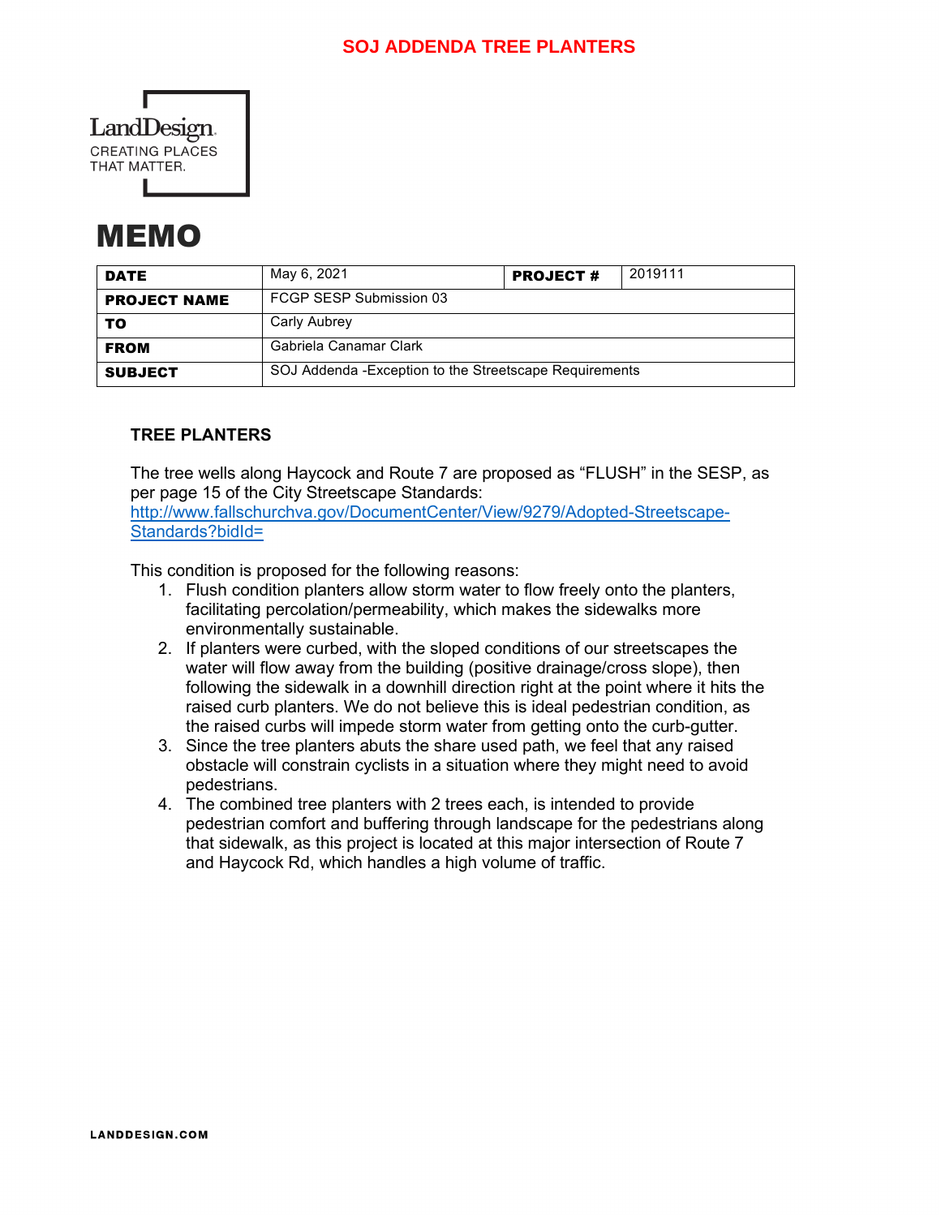**SOJ ADDENDA TREE PLANTERS**

LandDesign.
CREATING PLACES
THAT MATTER.

# MEMO

| DATE | May 6, 2021 | PROJECT # | 2019111 |
|---|---|---|---|
| PROJECT NAME | FCGP SESP Submission 03 | | |
| TO | Carly Aubrey | | |
| FROM | Gabriela Canamar Clark | | |
| SUBJECT | SOJ Addenda -Exception to the Streetscape Requirements | | |

### TREE PLANTERS

The tree wells along Haycock and Route 7 are proposed as "FLUSH" in the SESP, as per page 15 of the City Streetscape Standards:
[http://www.fallschurchva.gov/DocumentCenter/View/9279/Adopted-Streetscape-Standards?bidId=](http://www.fallschurchva.gov/DocumentCenter/View/9279/Adopted-Streetscape-Standards?bidId=)

This condition is proposed for the following reasons:

1. Flush condition planters allow storm water to flow freely onto the planters, facilitating percolation/permeability, which makes the sidewalks more environmentally sustainable.
2. If planters were curbed, with the sloped conditions of our streetscapes the water will flow away from the building (positive drainage/cross slope), then following the sidewalk in a downhill direction right at the point where it hits the raised curb planters. We do not believe this is ideal pedestrian condition, as the raised curbs will impede storm water from getting onto the curb-gutter.
3. Since the tree planters abuts the share used path, we feel that any raised obstacle will constrain cyclists in a situation where they might need to avoid pedestrians.
4. The combined tree planters with 2 trees each, is intended to provide pedestrian comfort and buffering through landscape for the pedestrians along that sidewalk, as this project is located at this major intersection of Route 7 and Haycock Rd, which handles a high volume of traffic.

LANDDESIGN.COM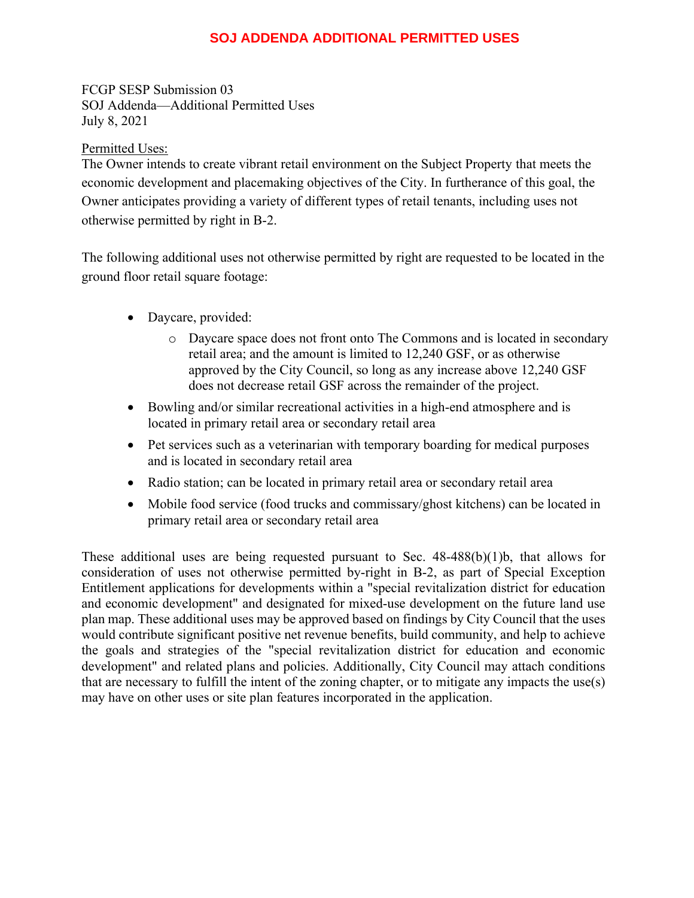# SOJ ADDENDA ADDITIONAL PERMITTED USES

FCGP SESP Submission 03
SOJ Addenda—Additional Permitted Uses
July 8, 2021

Permitted Uses:
The Owner intends to create vibrant retail environment on the Subject Property that meets the economic development and placemaking objectives of the City. In furtherance of this goal, the Owner anticipates providing a variety of different types of retail tenants, including uses not otherwise permitted by right in B-2.

The following additional uses not otherwise permitted by right are requested to be located in the ground floor retail square footage:

- Daycare, provided:
  - Daycare space does not front onto The Commons and is located in secondary retail area; and the amount is limited to 12,240 GSF, or as otherwise approved by the City Council, so long as any increase above 12,240 GSF does not decrease retail GSF across the remainder of the project.
- Bowling and/or similar recreational activities in a high-end atmosphere and is located in primary retail area or secondary retail area
- Pet services such as a veterinarian with temporary boarding for medical purposes and is located in secondary retail area
- Radio station; can be located in primary retail area or secondary retail area
- Mobile food service (food trucks and commissary/ghost kitchens) can be located in primary retail area or secondary retail area

These additional uses are being requested pursuant to Sec. 48-488(b)(1)b, that allows for consideration of uses not otherwise permitted by-right in B-2, as part of Special Exception Entitlement applications for developments within a "special revitalization district for education and economic development" and designated for mixed-use development on the future land use plan map. These additional uses may be approved based on findings by City Council that the uses would contribute significant positive net revenue benefits, build community, and help to achieve the goals and strategies of the "special revitalization district for education and economic development" and related plans and policies. Additionally, City Council may attach conditions that are necessary to fulfill the intent of the zoning chapter, or to mitigate any impacts the use(s) may have on other uses or site plan features incorporated in the application.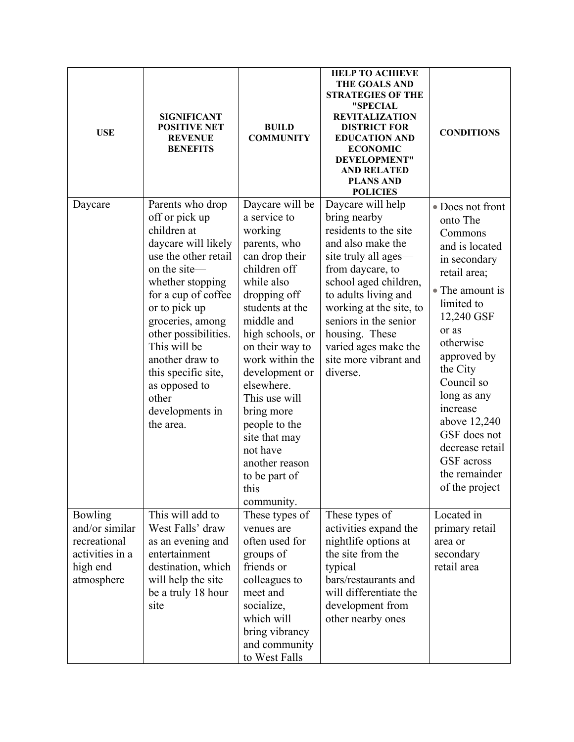| USE | SIGNIFICANT POSITIVE NET REVENUE BENEFITS | BUILD COMMUNITY | HELP TO ACHIEVE THE GOALS AND STRATEGIES OF THE "SPECIAL REVITALIZATION DISTRICT FOR EDUCATION AND ECONOMIC DEVELOPMENT" AND RELATED PLANS AND POLICIES | CONDITIONS |
| --- | --- | --- | --- | --- |
| Daycare | Parents who drop off or pick up children at daycare will likely use the other retail on the site—whether stopping for a cup of coffee or to pick up groceries, among other possibilities. This will be another draw to this specific site, as opposed to other developments in the area. | Daycare will be a service to working parents, who can drop their children off while also dropping off students at the middle and high schools, or on their way to work within the development or elsewhere. This use will bring more people to the site that may not have another reason to be part of this community. | Daycare will help bring nearby residents to the site and also make the site truly all ages—from daycare, to school aged children, to adults living and working at the site, to seniors in the senior housing. These varied ages make the site more vibrant and diverse. | • Does not front onto The Commons and is located in secondary retail area; <br>• The amount is limited to 12,240 GSF or as otherwise approved by the City Council so long as any increase above 12,240 GSF does not decrease retail GSF across the remainder of the project |
| Bowling and/or similar recreational activities in a high end atmosphere | This will add to West Falls' draw as an evening and entertainment destination, which will help the site be a truly 18 hour site | These types of venues are often used for groups of friends or colleagues to meet and socialize, which will bring vibrancy and community to West Falls | These types of activities expand the nightlife options at the site from the typical bars/restaurants and will differentiate the development from other nearby ones | Located in primary retail area or secondary retail area |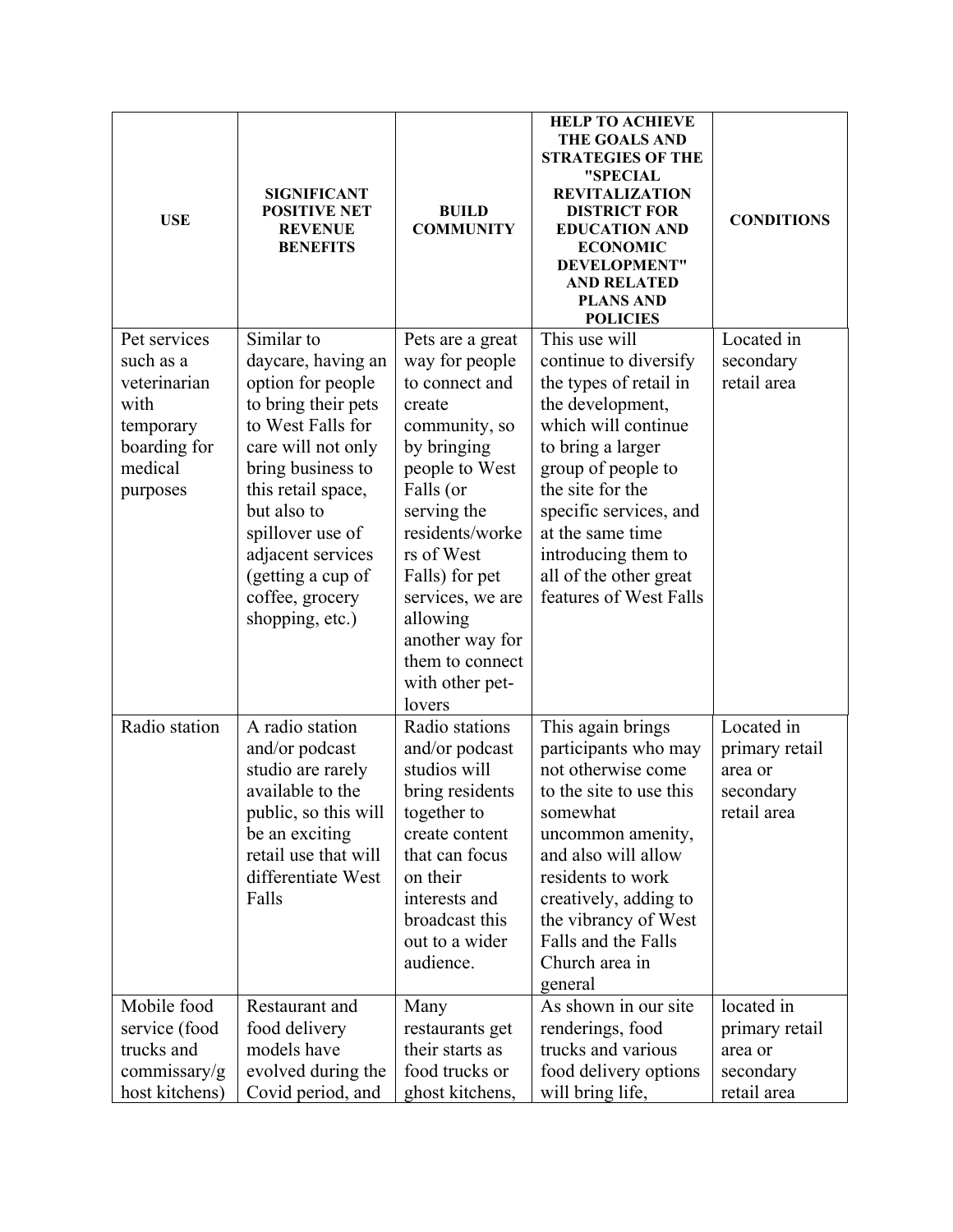| USE | SIGNIFICANT POSITIVE NET REVENUE BENEFITS | BUILD COMMUNITY | HELP TO ACHIEVE THE GOALS AND STRATEGIES OF THE "SPECIAL REVITALIZATION DISTRICT FOR EDUCATION AND ECONOMIC DEVELOPMENT" AND RELATED PLANS AND POLICIES | CONDITIONS |
|---|---|---|---|---|
| Pet services such as a veterinarian with temporary boarding for medical purposes | Similar to daycare, having an option for people to bring their pets to West Falls for care will not only bring business to this retail space, but also to spillover use of adjacent services (getting a cup of coffee, grocery shopping, etc.) | Pets are a great way for people to connect and create community, so by bringing people to West Falls (or serving the residents/workers of West Falls) for pet services, we are allowing another way for them to connect with other pet-lovers | This use will continue to diversify the types of retail in the development, which will continue to bring a larger group of people to the site for the specific services, and at the same time introducing them to all of the other great features of West Falls | Located in secondary retail area |
| Radio station | A radio station and/or podcast studio are rarely available to the public, so this will be an exciting retail use that will differentiate West Falls | Radio stations and/or podcast studios will bring residents together to create content that can focus on their interests and broadcast this out to a wider audience. | This again brings participants who may not otherwise come to the site to use this somewhat uncommon amenity, and also will allow residents to work creatively, adding to the vibrancy of West Falls and the Falls Church area in general | Located in primary retail area or secondary retail area |
| Mobile food service (food trucks and commissary/ghost kitchens) | Restaurant and food delivery models have evolved during the Covid period, and | Many restaurants get their starts as food trucks or ghost kitchens, | As shown in our site renderings, food trucks and various food delivery options will bring life, | located in primary retail area or secondary retail area |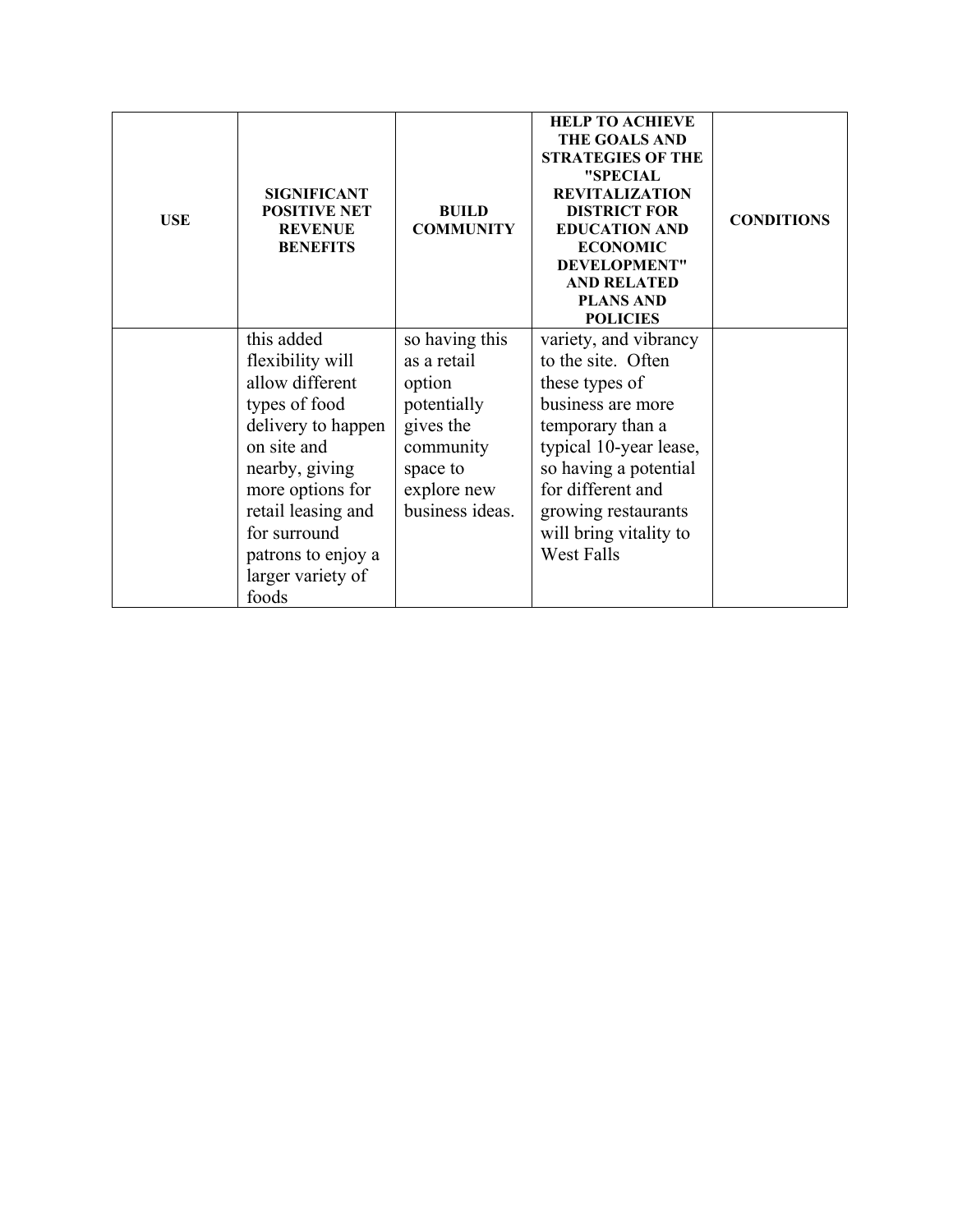| USE | SIGNIFICANT POSITIVE NET REVENUE BENEFITS | BUILD COMMUNITY | HELP TO ACHIEVE THE GOALS AND STRATEGIES OF THE "SPECIAL REVITALIZATION DISTRICT FOR EDUCATION AND ECONOMIC DEVELOPMENT" AND RELATED PLANS AND POLICIES | CONDITIONS |
|---|---|---|---|---|
| | this added flexibility will allow different types of food delivery to happen on site and nearby, giving more options for retail leasing and for surround patrons to enjoy a larger variety of foods | so having this as a retail option potentially gives the community space to explore new business ideas. | variety, and vibrancy to the site. Often these types of business are more temporary than a typical 10-year lease, so having a potential for different and growing restaurants will bring vitality to West Falls | |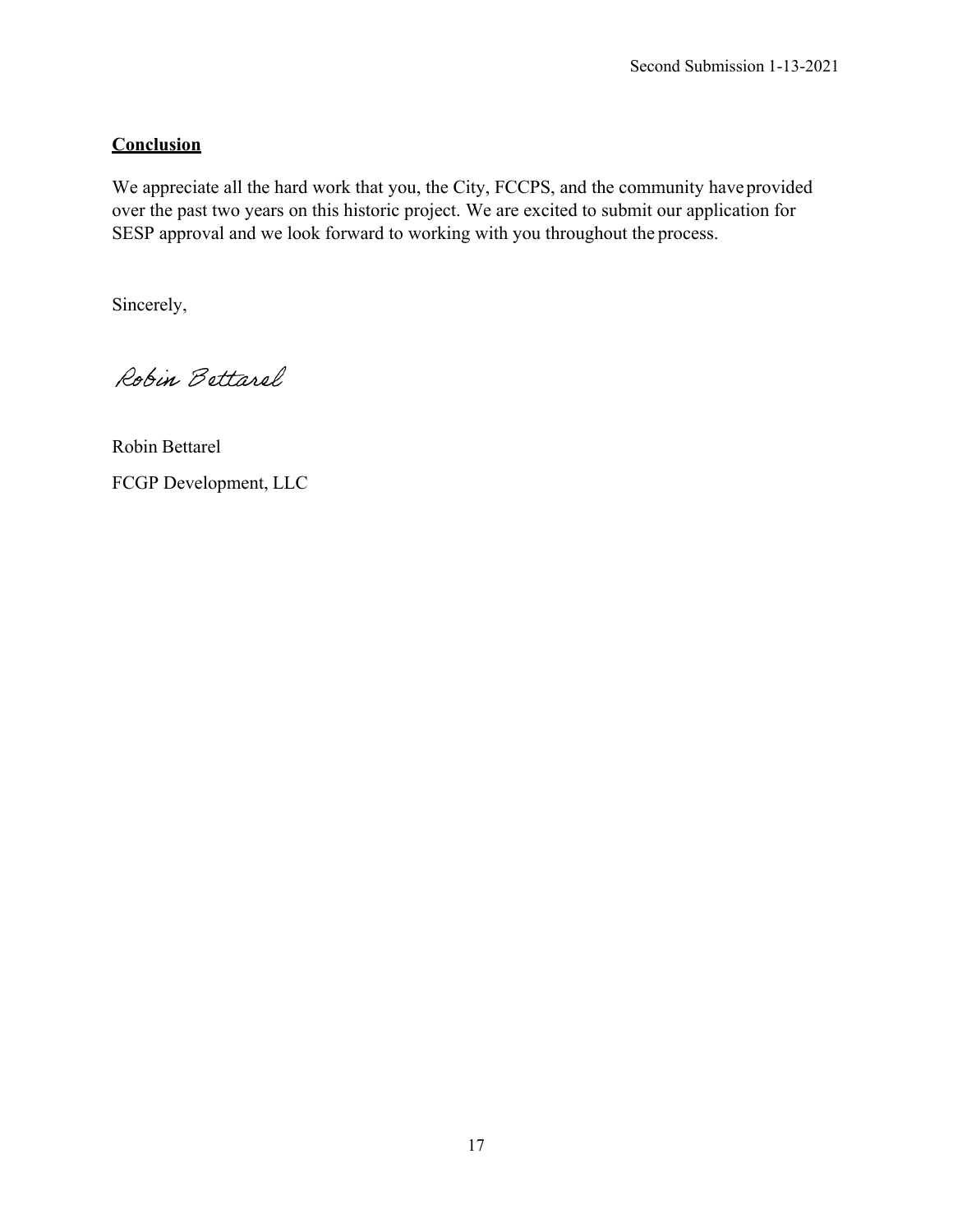**Conclusion**

We appreciate all the hard work that you, the City, FCCPS, and the community have provided over the past two years on this historic project. We are excited to submit our application for SESP approval and we look forward to working with you throughout the process.

Sincerely,

*Robin Bettarel*

Robin Bettarel

FCGP Development, LLC